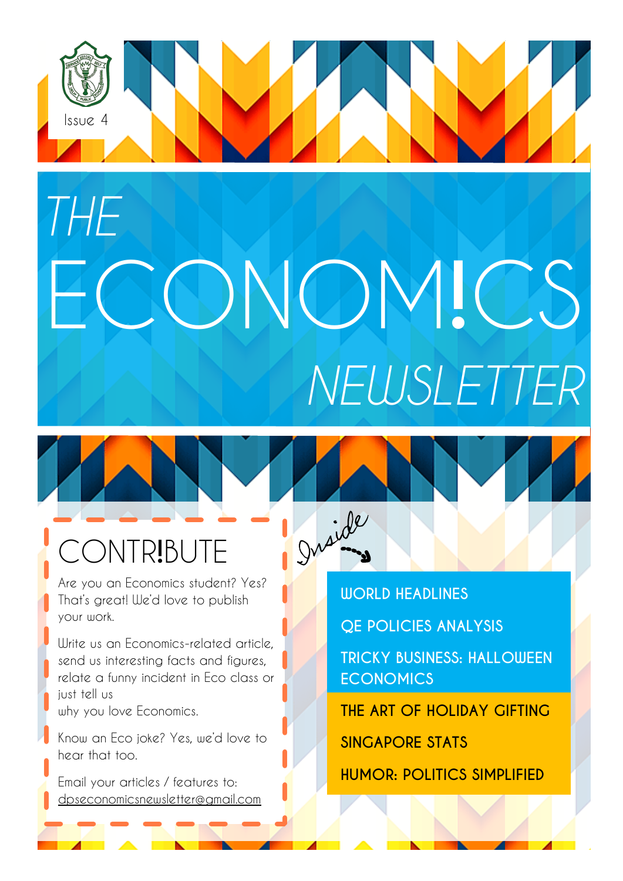Issue 4

# THE ECONOM!CS NEWSLETTER

## CONTR!BUTE

Are you an Economics student? Yes? That's great! We'd love to publish your work.

Write us an Economics-related article, send us interesting facts and figures, relate a funny incident in Eco class or just tell us why you love Economics.

Know an Eco joke? Yes, we'd love to hear that too.

Email your articles / features to: dpseconomicsnewsletter@gmail.com

## Inside

- WORLD HEADLINES
- QE POLICIES ANALYSIS
- TRICKY BUSINESS: HALLOWEEN ECONOMICS
- THE ART OF HOLIDAY GIFTING
- SINGAPORE STATS
- HUMOR: POLITICS SIMPLIFIED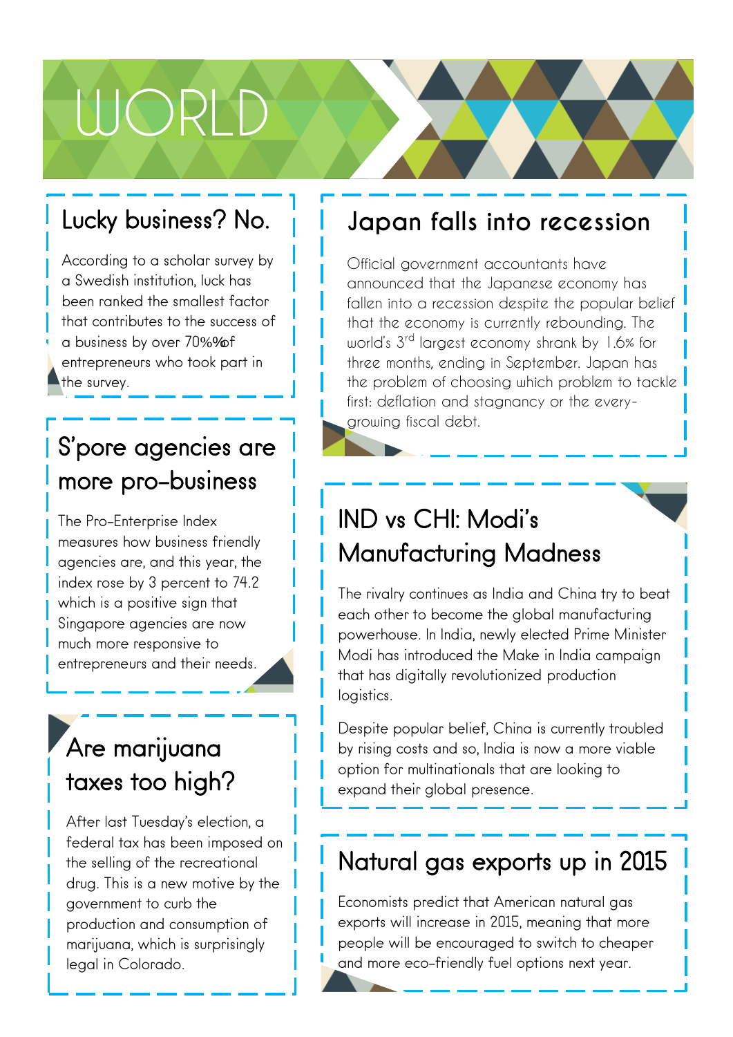# WORLD

## Lucky business? No.

According to a scholar survey by a Swedish institution, luck has been ranked the smallest factor that contributes to the success of a business by over 70%%of entrepreneurs who took part in the survey.

## S'pore agencies are more pro-business

The Pro-Enterprise Index measures how business friendly agencies are, and this year, the index rose by 3 percent to 74.2 which is a positive sign that Singapore agencies are now much more responsive to entrepreneurs and their needs.

## Are marijuana taxes too high?

After last Tuesday's election, a federal tax has been imposed on the selling of the recreational drug. This is a new motive by the government to curb the production and consumption of marijuana, which is surprisingly legal in Colorado.

## Japan falls into recession

Official government accountants have announced that the Japanese economy has fallen into a recession despite the popular belief that the economy is currently rebounding. The world's 3rd largest economy shrank by 1.6% for three months, ending in September. Japan has the problem of choosing which problem to tackle first: deflation and stagnancy or the every-growing fiscal debt.

## IND vs CHI: Modi's Manufacturing Madness

The rivalry continues as India and China try to beat each other to become the global manufacturing powerhouse. In India, newly elected Prime Minister Modi has introduced the Make in India campaign that has digitally revolutionized production logistics.

Despite popular belief, China is currently troubled by rising costs and so, India is now a more viable option for multinationals that are looking to expand their global presence.

## Natural gas exports up in 2015

Economists predict that American natural gas exports will increase in 2015, meaning that more people will be encouraged to switch to cheaper and more eco-friendly fuel options next year.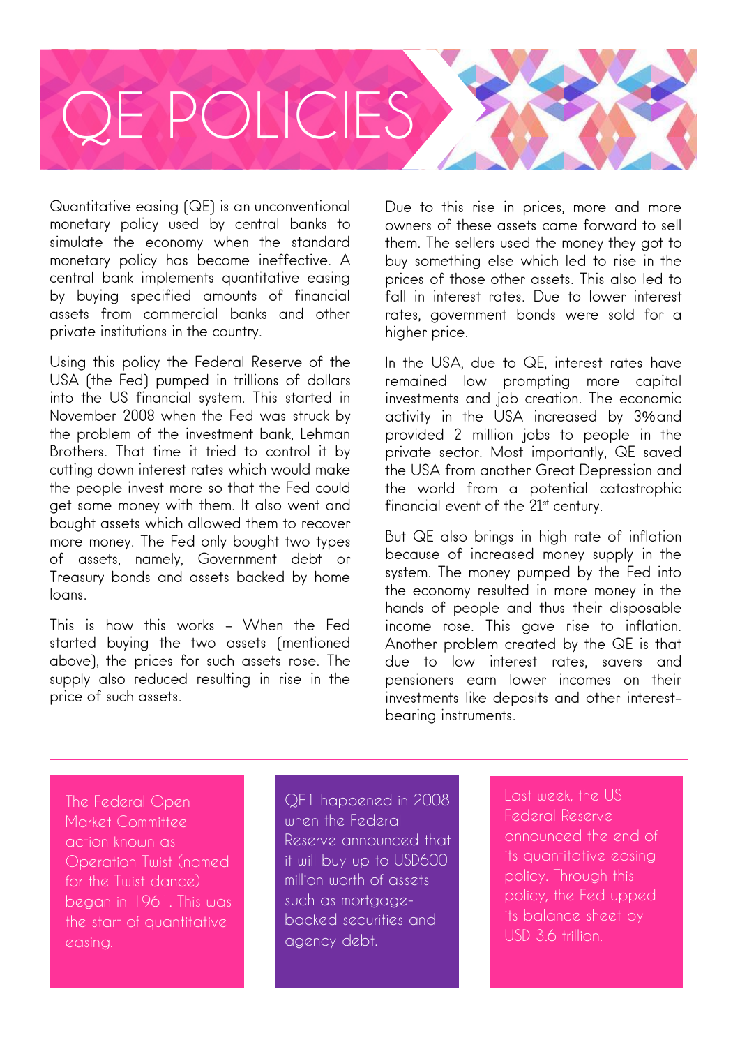# QE POLICIES

Quantitative easing (QE) is an unconventional monetary policy used by central banks to simulate the economy when the standard monetary policy has become ineffective. A central bank implements quantitative easing by buying specified amounts of financial assets from commercial banks and other private institutions in the country.

Using this policy the Federal Reserve of the USA (the Fed) pumped in trillions of dollars into the US financial system. This started in November 2008 when the Fed was struck by the problem of the investment bank, Lehman Brothers. That time it tried to control it by cutting down interest rates which would make the people invest more so that the Fed could get some money with them. It also went and bought assets which allowed them to recover more money. The Fed only bought two types of assets, namely, Government debt or Treasury bonds and assets backed by home loans.

This is how this works – When the Fed started buying the two assets (mentioned above), the prices for such assets rose. The supply also reduced resulting in rise in the price of such assets.

Due to this rise in prices, more and more owners of these assets came forward to sell them. The sellers used the money they got to buy something else which led to rise in the prices of those other assets. This also led to fall in interest rates. Due to lower interest rates, government bonds were sold for a higher price.

In the USA, due to QE, interest rates have remained low prompting more capital investments and job creation. The economic activity in the USA increased by 3%and provided 2 million jobs to people in the private sector. Most importantly, QE saved the USA from another Great Depression and the world from a potential catastrophic financial event of the 21st century.

But QE also brings in high rate of inflation because of increased money supply in the system. The money pumped by the Fed into the economy resulted in more money in the hands of people and thus their disposable income rose. This gave rise to inflation. Another problem created by the QE is that due to low interest rates, savers and pensioners earn lower incomes on their investments like deposits and other interest-bearing instruments.

---

The Federal Open Market Committee action known as Operation Twist (named for the Twist dance) began in 1961. This was the start of quantitative easing.

QE1 happened in 2008 when the Federal Reserve announced that it will buy up to USD600 million worth of assets such as mortgage-backed securities and agency debt.

Last week, the US Federal Reserve announced the end of its quantitative easing policy. Through this policy, the Fed upped its balance sheet by USD 3.6 trillion.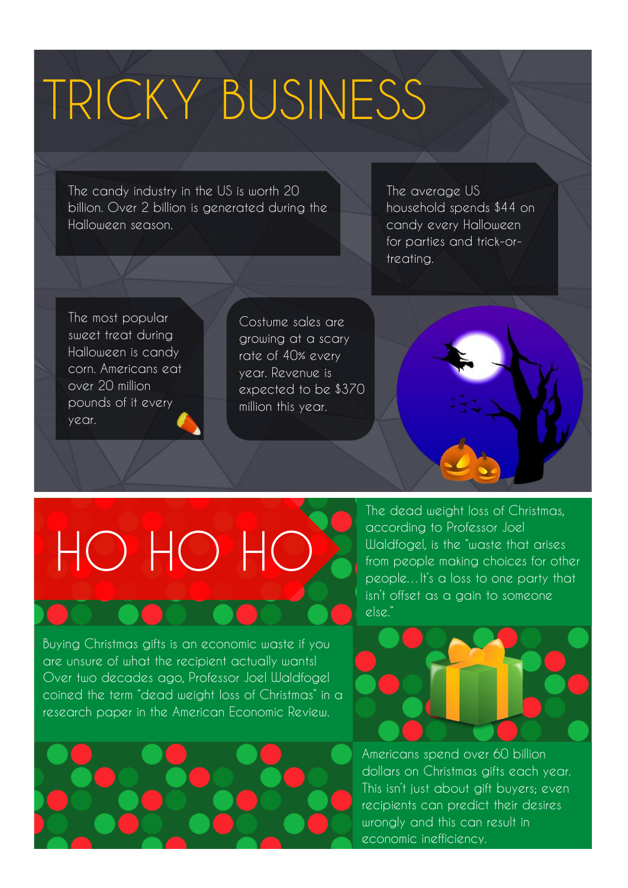# TRICKY BUSINESS

The candy industry in the US is worth 20 billion. Over 2 billion is generated during the Halloween season.

The average US household spends $44 on candy every Halloween for parties and trick-or-treating.

The most popular sweet treat during Halloween is candy corn. Americans eat over 20 million pounds of it every year.

Costume sales are growing at a scary rate of 40% every year. Revenue is expected to be $370 million this year.

# HO HO HO

The dead weight loss of Christmas, according to Professor Joel Waldfogel, is the "waste that arises from people making choices for other people…It's a loss to one party that isn't offset as a gain to someone else."

Buying Christmas gifts is an economic waste if you are unsure of what the recipient actually wants! Over two decades ago, Professor Joel Waldfogel coined the term "dead weight loss of Christmas" in a research paper in the American Economic Review.

Americans spend over 60 billion dollars on Christmas gifts each year. This isn't just about gift buyers; even recipients can predict their desires wrongly and this can result in economic inefficiency.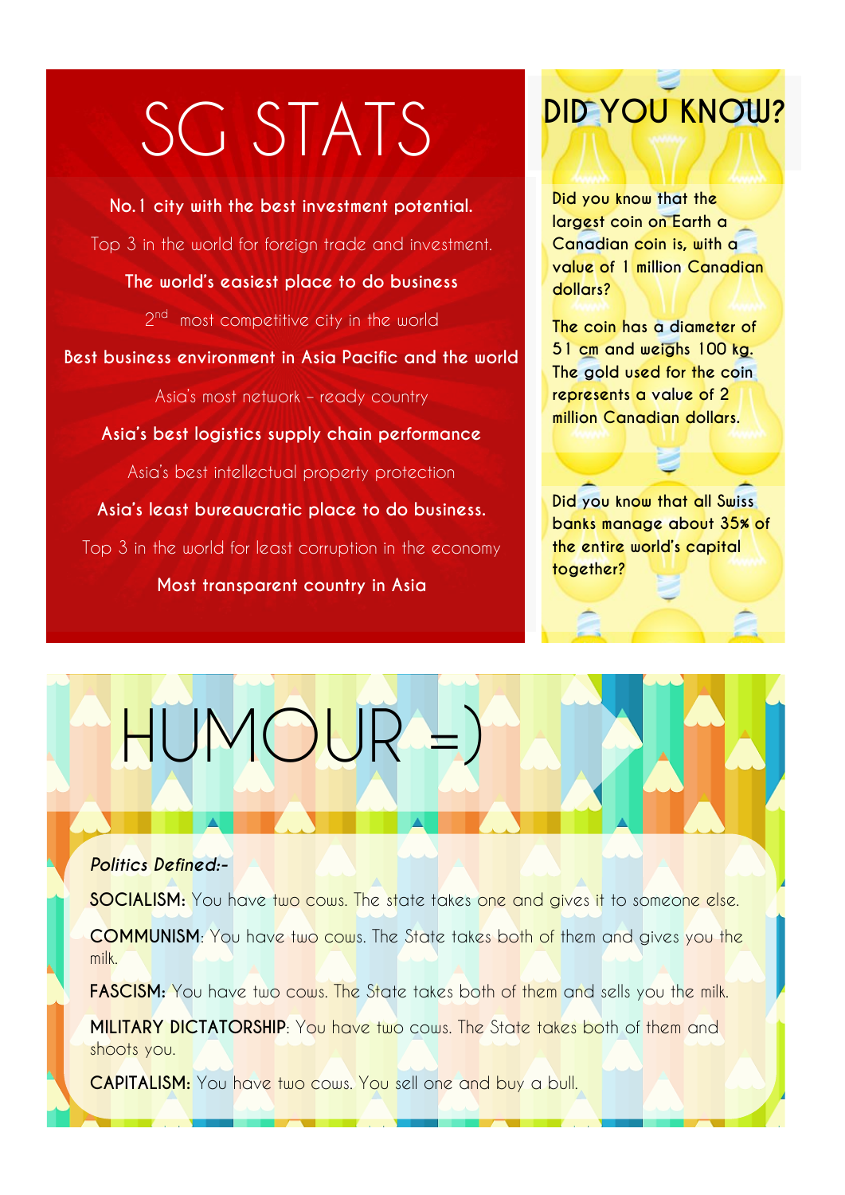# SG STATS

**No.1 city with the best investment potential.**

Top 3 in the world for foreign trade and investment.

**The world's easiest place to do business**

2nd most competitive city in the world

**Best business environment in Asia Pacific and the world**

Asia's most network – ready country

**Asia's best logistics supply chain performance**

Asia's best intellectual property protection

**Asia's least bureaucratic place to do business.**

Top 3 in the world for least corruption in the economy

**Most transparent country in Asia**

# DID YOU KNOW?

**Did you know that the largest coin on Earth a Canadian coin is, with a value of 1 million Canadian dollars?**

**The coin has a diameter of 51 cm and weighs 100 kg. The gold used for the coin represents a value of 2 million Canadian dollars.**

**Did you know that all Swiss banks manage about 35% of the entire world's capital together?**

# HUMOUR =)

***Politics Defined:-***

**SOCIALISM:** You have two cows. The state takes one and gives it to someone else.

**COMMUNISM**: You have two cows. The State takes both of them and gives you the milk.

**FASCISM:** You have two cows. The State takes both of them and sells you the milk.

**MILITARY DICTATORSHIP**: You have two cows. The State takes both of them and shoots you.

**CAPITALISM:** You have two cows. You sell one and buy a bull.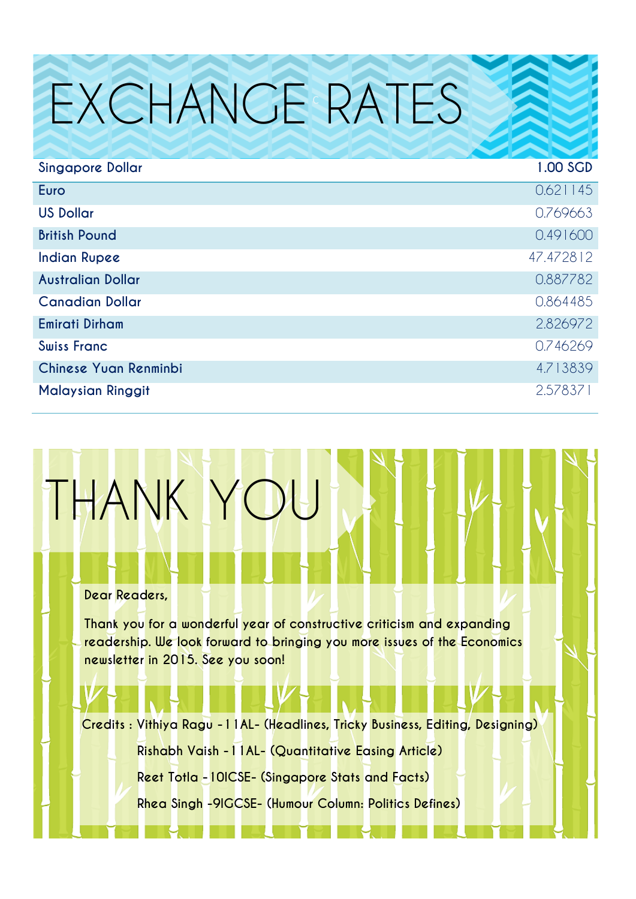# EXCHANGE RATES

| Singapore Dollar | 1.00 SGD |
|---|---|
| Euro | 0.621145 |
| US Dollar | 0.769663 |
| British Pound | 0.491600 |
| Indian Rupee | 47.472812 |
| Australian Dollar | 0.887782 |
| Canadian Dollar | 0.864485 |
| Emirati Dirham | 2.826972 |
| Swiss Franc | 0.746269 |
| Chinese Yuan Renminbi | 4.713839 |
| Malaysian Ringgit | 2.578371 |

# THANK YOU

Dear Readers,

Thank you for a wonderful year of constructive criticism and expanding readership. We look forward to bringing you more issues of the Economics newsletter in 2015. See you soon!

Credits : Vithiya Ragu -11AL- (Headlines, Tricky Business, Editing, Designing)

Rishabh Vaish -11AL- (Quantitative Easing Article)

Reet Totla -10ICSE- (Singapore Stats and Facts)

Rhea Singh -9IGCSE- (Humour Column: Politics Defines)